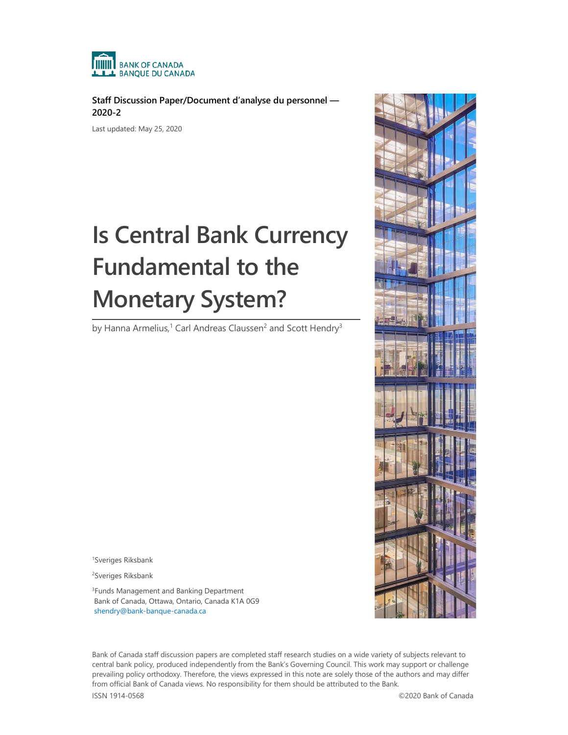BANK OF CANADA
BANQUE DU CANADA

**Staff Discussion Paper/Document d'analyse du personnel — 2020-2**

Last updated: May 25, 2020

# Is Central Bank Currency Fundamental to the Monetary System?

by Hanna Armelius,[1] Carl Andreas Claussen[2] and Scott Hendry[3]

[1]Sveriges Riksbank

[2]Sveriges Riksbank

[3]Funds Management and Banking Department
Bank of Canada, Ottawa, Ontario, Canada K1A 0G9
shendry@bank-banque-canada.ca

Bank of Canada staff discussion papers are completed staff research studies on a wide variety of subjects relevant to central bank policy, produced independently from the Bank's Governing Council. This work may support or challenge prevailing policy orthodoxy. Therefore, the views expressed in this note are solely those of the authors and may differ from official Bank of Canada views. No responsibility for them should be attributed to the Bank.

ISSN 1914-0568 ©2020 Bank of Canada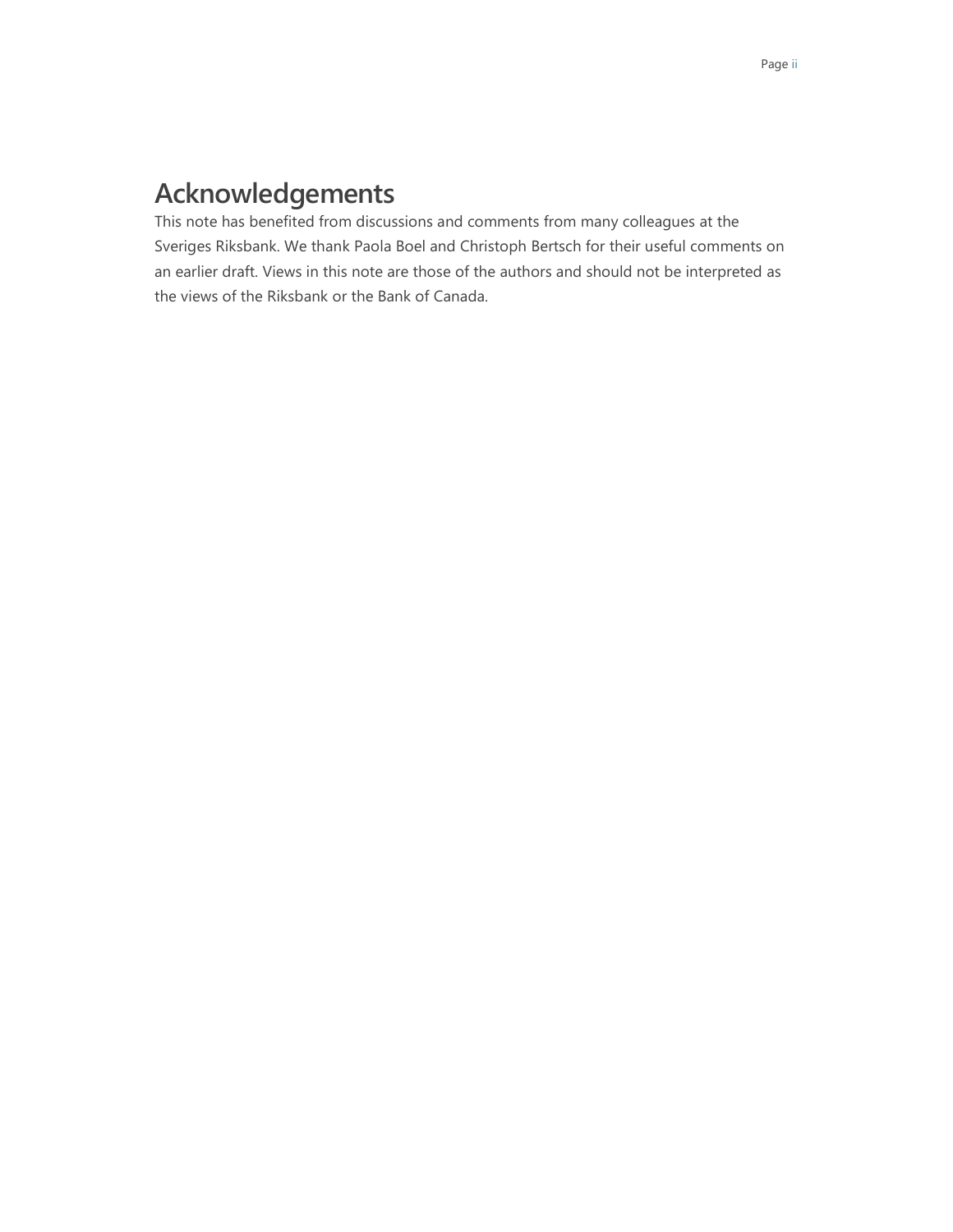# Acknowledgements

This note has benefited from discussions and comments from many colleagues at the Sveriges Riksbank. We thank Paola Boel and Christoph Bertsch for their useful comments on an earlier draft. Views in this note are those of the authors and should not be interpreted as the views of the Riksbank or the Bank of Canada.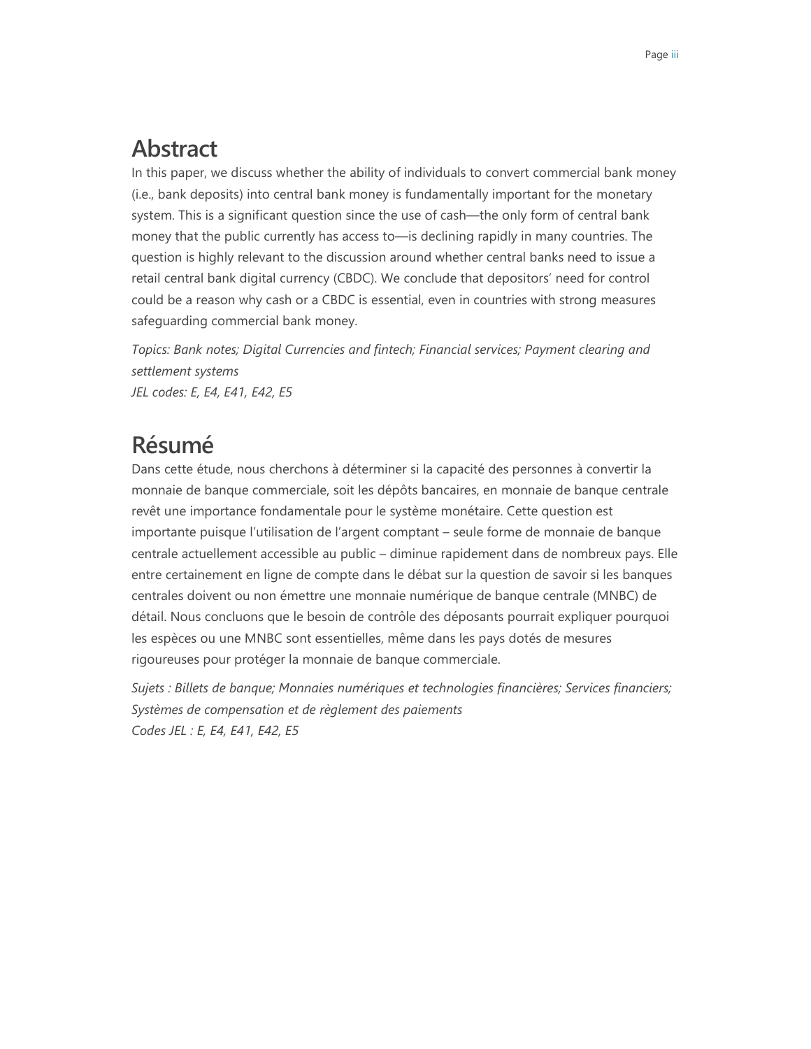## Abstract

In this paper, we discuss whether the ability of individuals to convert commercial bank money (i.e., bank deposits) into central bank money is fundamentally important for the monetary system. This is a significant question since the use of cash—the only form of central bank money that the public currently has access to—is declining rapidly in many countries. The question is highly relevant to the discussion around whether central banks need to issue a retail central bank digital currency (CBDC). We conclude that depositors' need for control could be a reason why cash or a CBDC is essential, even in countries with strong measures safeguarding commercial bank money.

*Topics: Bank notes; Digital Currencies and fintech; Financial services; Payment clearing and settlement systems*
*JEL codes: E, E4, E41, E42, E5*

## Résumé

Dans cette étude, nous cherchons à déterminer si la capacité des personnes à convertir la monnaie de banque commerciale, soit les dépôts bancaires, en monnaie de banque centrale revêt une importance fondamentale pour le système monétaire. Cette question est importante puisque l'utilisation de l'argent comptant – seule forme de monnaie de banque centrale actuellement accessible au public – diminue rapidement dans de nombreux pays. Elle entre certainement en ligne de compte dans le débat sur la question de savoir si les banques centrales doivent ou non émettre une monnaie numérique de banque centrale (MNBC) de détail. Nous concluons que le besoin de contrôle des déposants pourrait expliquer pourquoi les espèces ou une MNBC sont essentielles, même dans les pays dotés de mesures rigoureuses pour protéger la monnaie de banque commerciale.

*Sujets : Billets de banque; Monnaies numériques et technologies financières; Services financiers; Systèmes de compensation et de règlement des paiements*
*Codes JEL : E, E4, E41, E42, E5*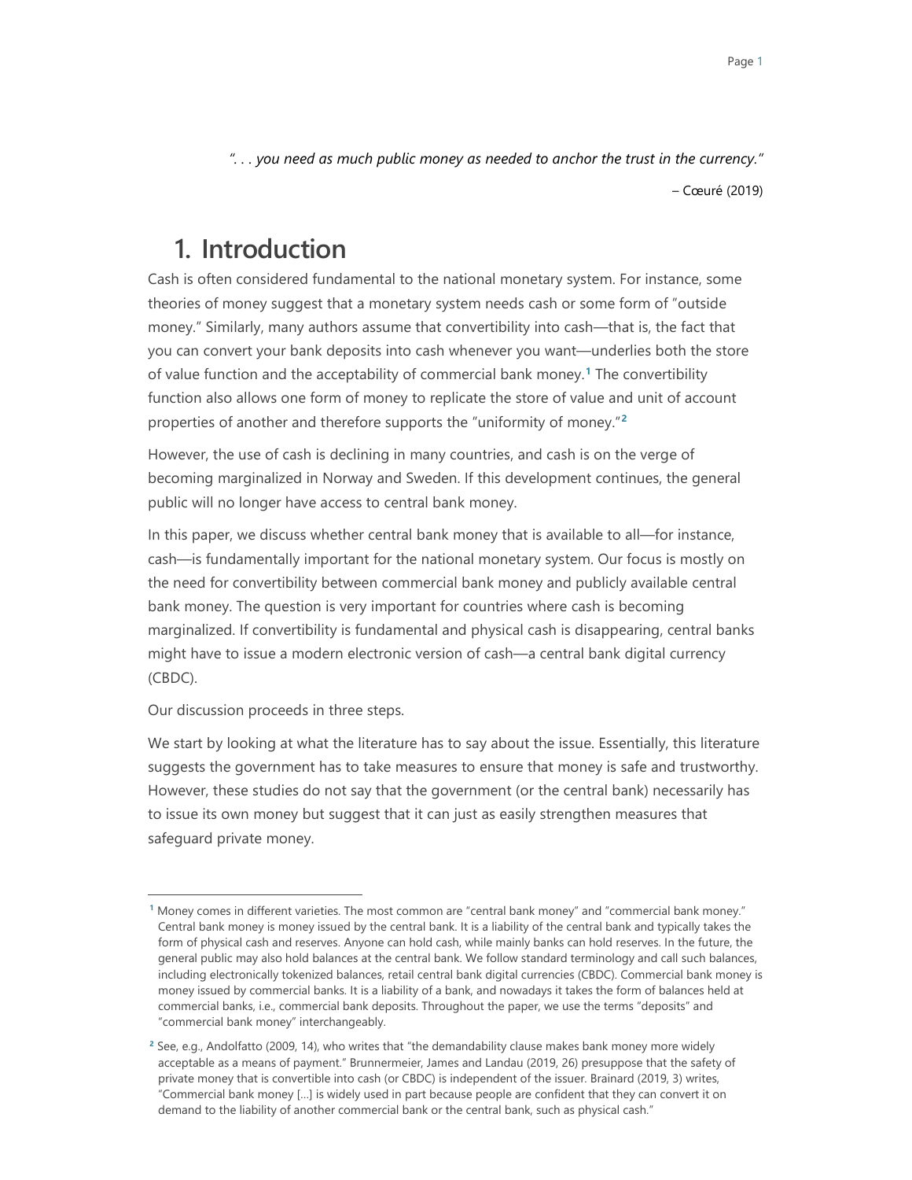*". . . you need as much public money as needed to anchor the trust in the currency."*

– Cœuré (2019)

# 1. Introduction

Cash is often considered fundamental to the national monetary system. For instance, some theories of money suggest that a monetary system needs cash or some form of "outside money." Similarly, many authors assume that convertibility into cash—that is, the fact that you can convert your bank deposits into cash whenever you want—underlies both the store of value function and the acceptability of commercial bank money.[1] The convertibility function also allows one form of money to replicate the store of value and unit of account properties of another and therefore supports the "uniformity of money."[2]

However, the use of cash is declining in many countries, and cash is on the verge of becoming marginalized in Norway and Sweden. If this development continues, the general public will no longer have access to central bank money.

In this paper, we discuss whether central bank money that is available to all—for instance, cash—is fundamentally important for the national monetary system. Our focus is mostly on the need for convertibility between commercial bank money and publicly available central bank money. The question is very important for countries where cash is becoming marginalized. If convertibility is fundamental and physical cash is disappearing, central banks might have to issue a modern electronic version of cash—a central bank digital currency (CBDC).

Our discussion proceeds in three steps.

We start by looking at what the literature has to say about the issue. Essentially, this literature suggests the government has to take measures to ensure that money is safe and trustworthy. However, these studies do not say that the government (or the central bank) necessarily has to issue its own money but suggest that it can just as easily strengthen measures that safeguard private money.

---

[1] Money comes in different varieties. The most common are "central bank money" and "commercial bank money." Central bank money is money issued by the central bank. It is a liability of the central bank and typically takes the form of physical cash and reserves. Anyone can hold cash, while mainly banks can hold reserves. In the future, the general public may also hold balances at the central bank. We follow standard terminology and call such balances, including electronically tokenized balances, retail central bank digital currencies (CBDC). Commercial bank money is money issued by commercial banks. It is a liability of a bank, and nowadays it takes the form of balances held at commercial banks, i.e., commercial bank deposits. Throughout the paper, we use the terms "deposits" and "commercial bank money" interchangeably.

[2] See, e.g., Andolfatto (2009, 14), who writes that "the demandability clause makes bank money more widely acceptable as a means of payment." Brunnermeier, James and Landau (2019, 26) presuppose that the safety of private money that is convertible into cash (or CBDC) is independent of the issuer. Brainard (2019, 3) writes, "Commercial bank money […] is widely used in part because people are confident that they can convert it on demand to the liability of another commercial bank or the central bank, such as physical cash."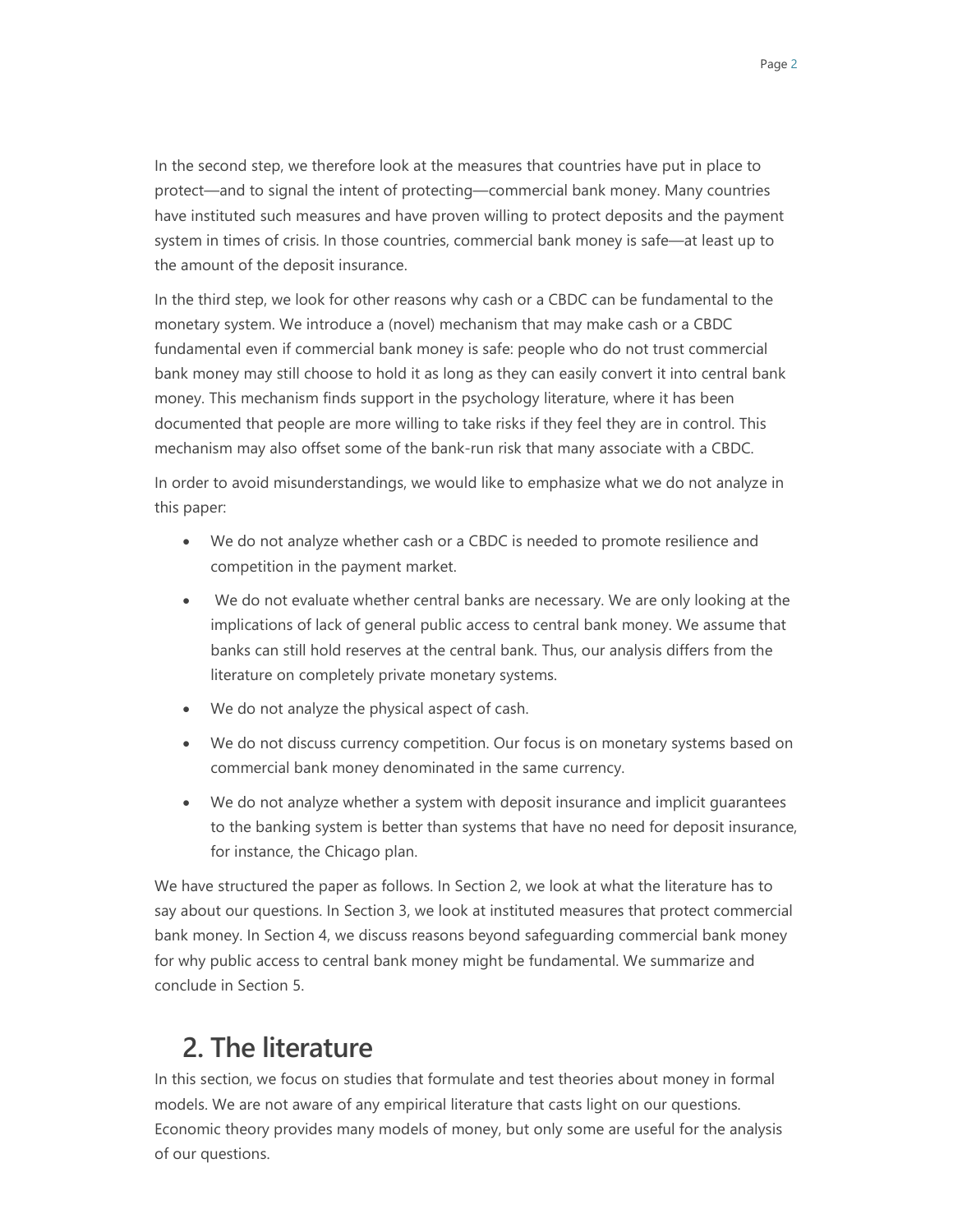In the second step, we therefore look at the measures that countries have put in place to protect—and to signal the intent of protecting—commercial bank money. Many countries have instituted such measures and have proven willing to protect deposits and the payment system in times of crisis. In those countries, commercial bank money is safe—at least up to the amount of the deposit insurance.

In the third step, we look for other reasons why cash or a CBDC can be fundamental to the monetary system. We introduce a (novel) mechanism that may make cash or a CBDC fundamental even if commercial bank money is safe: people who do not trust commercial bank money may still choose to hold it as long as they can easily convert it into central bank money. This mechanism finds support in the psychology literature, where it has been documented that people are more willing to take risks if they feel they are in control. This mechanism may also offset some of the bank-run risk that many associate with a CBDC.

In order to avoid misunderstandings, we would like to emphasize what we do not analyze in this paper:

- We do not analyze whether cash or a CBDC is needed to promote resilience and competition in the payment market.
- We do not evaluate whether central banks are necessary. We are only looking at the implications of lack of general public access to central bank money. We assume that banks can still hold reserves at the central bank. Thus, our analysis differs from the literature on completely private monetary systems.
- We do not analyze the physical aspect of cash.
- We do not discuss currency competition. Our focus is on monetary systems based on commercial bank money denominated in the same currency.
- We do not analyze whether a system with deposit insurance and implicit guarantees to the banking system is better than systems that have no need for deposit insurance, for instance, the Chicago plan.

We have structured the paper as follows. In Section 2, we look at what the literature has to say about our questions. In Section 3, we look at instituted measures that protect commercial bank money. In Section 4, we discuss reasons beyond safeguarding commercial bank money for why public access to central bank money might be fundamental. We summarize and conclude in Section 5.

## 2. The literature

In this section, we focus on studies that formulate and test theories about money in formal models. We are not aware of any empirical literature that casts light on our questions. Economic theory provides many models of money, but only some are useful for the analysis of our questions.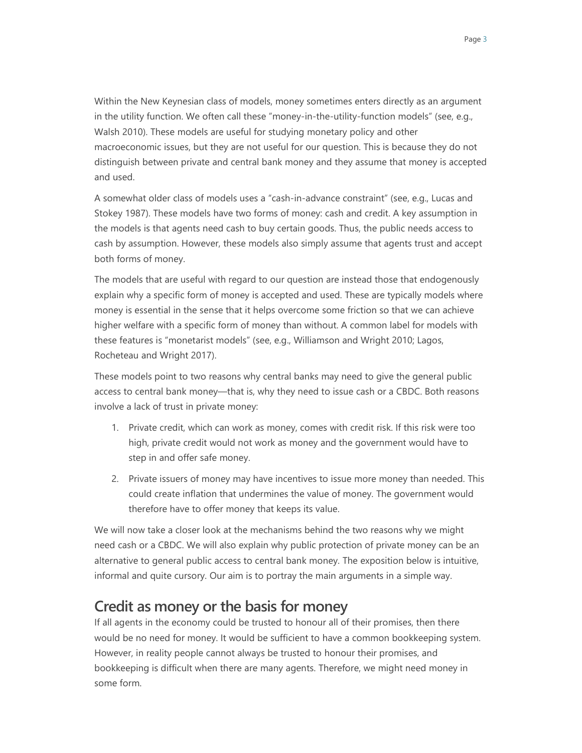Within the New Keynesian class of models, money sometimes enters directly as an argument in the utility function. We often call these "money-in-the-utility-function models" (see, e.g., Walsh 2010). These models are useful for studying monetary policy and other macroeconomic issues, but they are not useful for our question. This is because they do not distinguish between private and central bank money and they assume that money is accepted and used.

A somewhat older class of models uses a "cash-in-advance constraint" (see, e.g., Lucas and Stokey 1987). These models have two forms of money: cash and credit. A key assumption in the models is that agents need cash to buy certain goods. Thus, the public needs access to cash by assumption. However, these models also simply assume that agents trust and accept both forms of money.

The models that are useful with regard to our question are instead those that endogenously explain why a specific form of money is accepted and used. These are typically models where money is essential in the sense that it helps overcome some friction so that we can achieve higher welfare with a specific form of money than without. A common label for models with these features is "monetarist models" (see, e.g., Williamson and Wright 2010; Lagos, Rocheteau and Wright 2017).

These models point to two reasons why central banks may need to give the general public access to central bank money—that is, why they need to issue cash or a CBDC. Both reasons involve a lack of trust in private money:

1. Private credit, which can work as money, comes with credit risk. If this risk were too high, private credit would not work as money and the government would have to step in and offer safe money.
2. Private issuers of money may have incentives to issue more money than needed. This could create inflation that undermines the value of money. The government would therefore have to offer money that keeps its value.

We will now take a closer look at the mechanisms behind the two reasons why we might need cash or a CBDC. We will also explain why public protection of private money can be an alternative to general public access to central bank money. The exposition below is intuitive, informal and quite cursory. Our aim is to portray the main arguments in a simple way.

## Credit as money or the basis for money

If all agents in the economy could be trusted to honour all of their promises, then there would be no need for money. It would be sufficient to have a common bookkeeping system. However, in reality people cannot always be trusted to honour their promises, and bookkeeping is difficult when there are many agents. Therefore, we might need money in some form.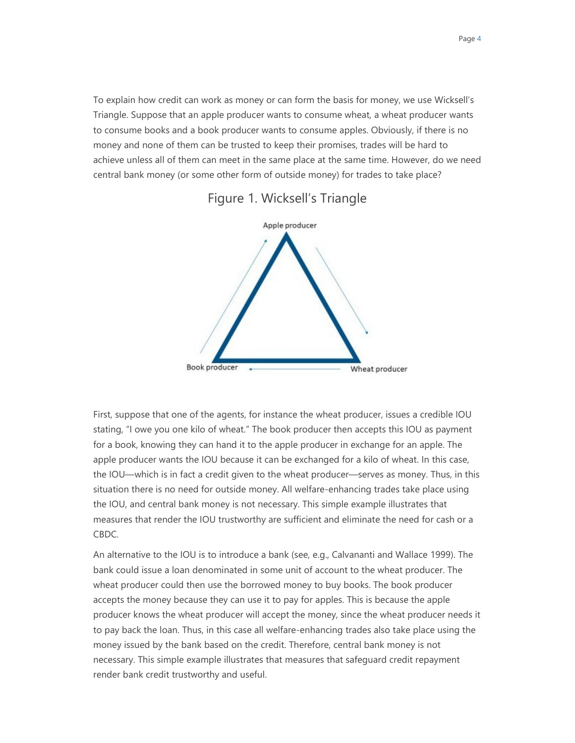To explain how credit can work as money or can form the basis for money, we use Wicksell's Triangle. Suppose that an apple producer wants to consume wheat, a wheat producer wants to consume books and a book producer wants to consume apples. Obviously, if there is no money and none of them can be trusted to keep their promises, trades will be hard to achieve unless all of them can meet in the same place at the same time. However, do we need central bank money (or some other form of outside money) for trades to take place?

Figure 1. Wicksell's Triangle

First, suppose that one of the agents, for instance the wheat producer, issues a credible IOU stating, "I owe you one kilo of wheat." The book producer then accepts this IOU as payment for a book, knowing they can hand it to the apple producer in exchange for an apple. The apple producer wants the IOU because it can be exchanged for a kilo of wheat. In this case, the IOU—which is in fact a credit given to the wheat producer—serves as money. Thus, in this situation there is no need for outside money. All welfare-enhancing trades take place using the IOU, and central bank money is not necessary. This simple example illustrates that measures that render the IOU trustworthy are sufficient and eliminate the need for cash or a CBDC.

An alternative to the IOU is to introduce a bank (see, e.g., Calvananti and Wallace 1999). The bank could issue a loan denominated in some unit of account to the wheat producer. The wheat producer could then use the borrowed money to buy books. The book producer accepts the money because they can use it to pay for apples. This is because the apple producer knows the wheat producer will accept the money, since the wheat producer needs it to pay back the loan. Thus, in this case all welfare-enhancing trades also take place using the money issued by the bank based on the credit. Therefore, central bank money is not necessary. This simple example illustrates that measures that safeguard credit repayment render bank credit trustworthy and useful.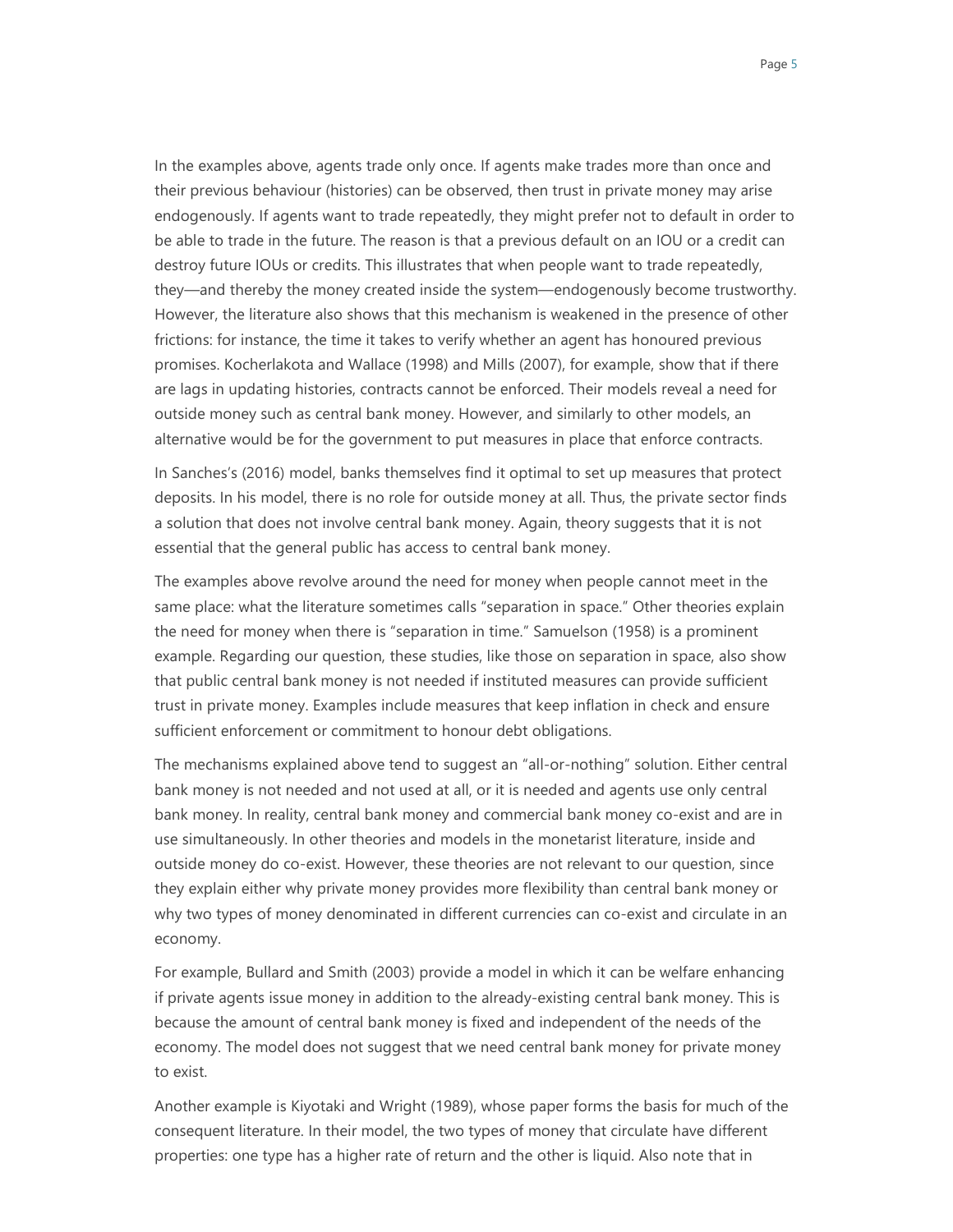In the examples above, agents trade only once. If agents make trades more than once and their previous behaviour (histories) can be observed, then trust in private money may arise endogenously. If agents want to trade repeatedly, they might prefer not to default in order to be able to trade in the future. The reason is that a previous default on an IOU or a credit can destroy future IOUs or credits. This illustrates that when people want to trade repeatedly, they—and thereby the money created inside the system—endogenously become trustworthy. However, the literature also shows that this mechanism is weakened in the presence of other frictions: for instance, the time it takes to verify whether an agent has honoured previous promises. Kocherlakota and Wallace (1998) and Mills (2007), for example, show that if there are lags in updating histories, contracts cannot be enforced. Their models reveal a need for outside money such as central bank money. However, and similarly to other models, an alternative would be for the government to put measures in place that enforce contracts.

In Sanches's (2016) model, banks themselves find it optimal to set up measures that protect deposits. In his model, there is no role for outside money at all. Thus, the private sector finds a solution that does not involve central bank money. Again, theory suggests that it is not essential that the general public has access to central bank money.

The examples above revolve around the need for money when people cannot meet in the same place: what the literature sometimes calls "separation in space." Other theories explain the need for money when there is "separation in time." Samuelson (1958) is a prominent example. Regarding our question, these studies, like those on separation in space, also show that public central bank money is not needed if instituted measures can provide sufficient trust in private money. Examples include measures that keep inflation in check and ensure sufficient enforcement or commitment to honour debt obligations.

The mechanisms explained above tend to suggest an "all-or-nothing" solution. Either central bank money is not needed and not used at all, or it is needed and agents use only central bank money. In reality, central bank money and commercial bank money co-exist and are in use simultaneously. In other theories and models in the monetarist literature, inside and outside money do co-exist. However, these theories are not relevant to our question, since they explain either why private money provides more flexibility than central bank money or why two types of money denominated in different currencies can co-exist and circulate in an economy.

For example, Bullard and Smith (2003) provide a model in which it can be welfare enhancing if private agents issue money in addition to the already-existing central bank money. This is because the amount of central bank money is fixed and independent of the needs of the economy. The model does not suggest that we need central bank money for private money to exist.

Another example is Kiyotaki and Wright (1989), whose paper forms the basis for much of the consequent literature. In their model, the two types of money that circulate have different properties: one type has a higher rate of return and the other is liquid. Also note that in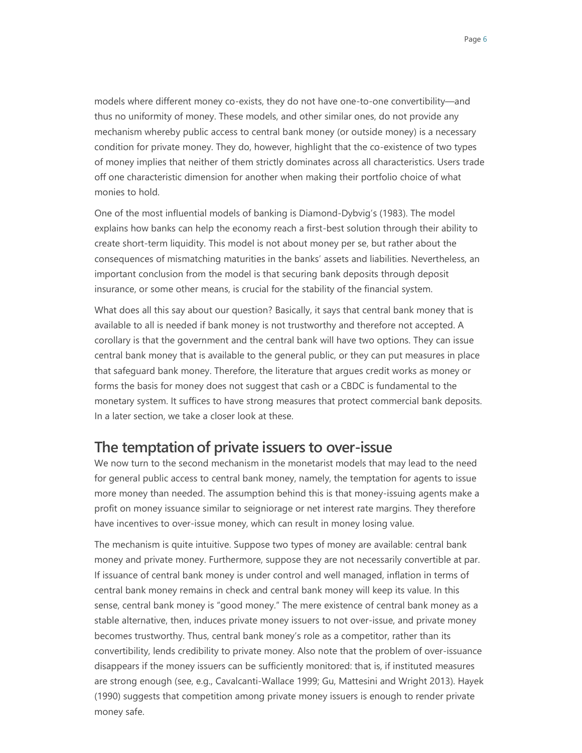models where different money co-exists, they do not have one-to-one convertibility—and thus no uniformity of money. These models, and other similar ones, do not provide any mechanism whereby public access to central bank money (or outside money) is a necessary condition for private money. They do, however, highlight that the co-existence of two types of money implies that neither of them strictly dominates across all characteristics. Users trade off one characteristic dimension for another when making their portfolio choice of what monies to hold.

One of the most influential models of banking is Diamond-Dybvig's (1983). The model explains how banks can help the economy reach a first-best solution through their ability to create short-term liquidity. This model is not about money per se, but rather about the consequences of mismatching maturities in the banks' assets and liabilities. Nevertheless, an important conclusion from the model is that securing bank deposits through deposit insurance, or some other means, is crucial for the stability of the financial system.

What does all this say about our question? Basically, it says that central bank money that is available to all is needed if bank money is not trustworthy and therefore not accepted. A corollary is that the government and the central bank will have two options. They can issue central bank money that is available to the general public, or they can put measures in place that safeguard bank money. Therefore, the literature that argues credit works as money or forms the basis for money does not suggest that cash or a CBDC is fundamental to the monetary system. It suffices to have strong measures that protect commercial bank deposits. In a later section, we take a closer look at these.

## The temptation of private issuers to over-issue

We now turn to the second mechanism in the monetarist models that may lead to the need for general public access to central bank money, namely, the temptation for agents to issue more money than needed. The assumption behind this is that money-issuing agents make a profit on money issuance similar to seigniorage or net interest rate margins. They therefore have incentives to over-issue money, which can result in money losing value.

The mechanism is quite intuitive. Suppose two types of money are available: central bank money and private money. Furthermore, suppose they are not necessarily convertible at par. If issuance of central bank money is under control and well managed, inflation in terms of central bank money remains in check and central bank money will keep its value. In this sense, central bank money is "good money." The mere existence of central bank money as a stable alternative, then, induces private money issuers to not over-issue, and private money becomes trustworthy. Thus, central bank money's role as a competitor, rather than its convertibility, lends credibility to private money. Also note that the problem of over-issuance disappears if the money issuers can be sufficiently monitored: that is, if instituted measures are strong enough (see, e.g., Cavalcanti-Wallace 1999; Gu, Mattesini and Wright 2013). Hayek (1990) suggests that competition among private money issuers is enough to render private money safe.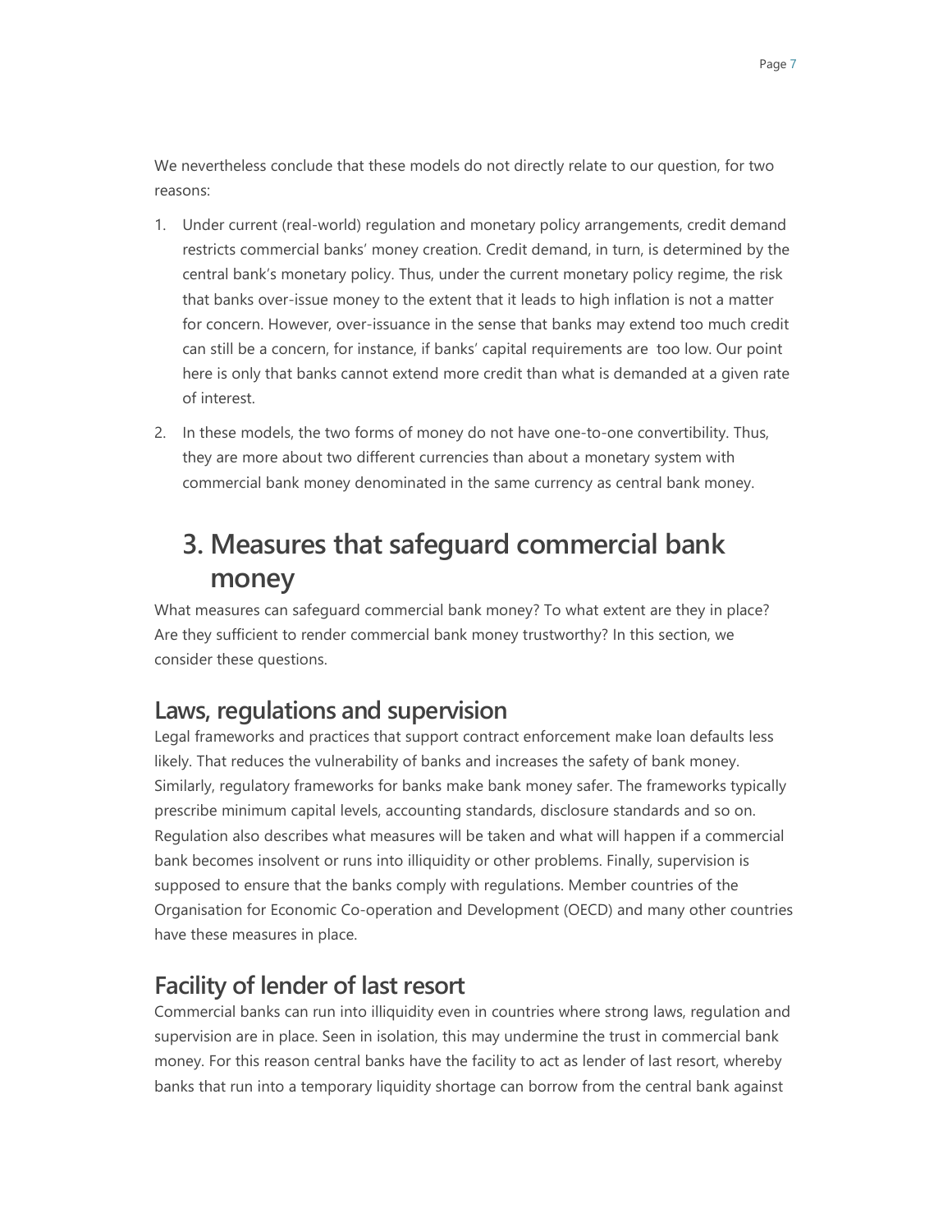We nevertheless conclude that these models do not directly relate to our question, for two reasons:

1. Under current (real-world) regulation and monetary policy arrangements, credit demand restricts commercial banks' money creation. Credit demand, in turn, is determined by the central bank's monetary policy. Thus, under the current monetary policy regime, the risk that banks over-issue money to the extent that it leads to high inflation is not a matter for concern. However, over-issuance in the sense that banks may extend too much credit can still be a concern, for instance, if banks' capital requirements are too low. Our point here is only that banks cannot extend more credit than what is demanded at a given rate of interest.
2. In these models, the two forms of money do not have one-to-one convertibility. Thus, they are more about two different currencies than about a monetary system with commercial bank money denominated in the same currency as central bank money.

# 3. Measures that safeguard commercial bank money

What measures can safeguard commercial bank money? To what extent are they in place? Are they sufficient to render commercial bank money trustworthy? In this section, we consider these questions.

## Laws, regulations and supervision

Legal frameworks and practices that support contract enforcement make loan defaults less likely. That reduces the vulnerability of banks and increases the safety of bank money. Similarly, regulatory frameworks for banks make bank money safer. The frameworks typically prescribe minimum capital levels, accounting standards, disclosure standards and so on. Regulation also describes what measures will be taken and what will happen if a commercial bank becomes insolvent or runs into illiquidity or other problems. Finally, supervision is supposed to ensure that the banks comply with regulations. Member countries of the Organisation for Economic Co-operation and Development (OECD) and many other countries have these measures in place.

## Facility of lender of last resort

Commercial banks can run into illiquidity even in countries where strong laws, regulation and supervision are in place. Seen in isolation, this may undermine the trust in commercial bank money. For this reason central banks have the facility to act as lender of last resort, whereby banks that run into a temporary liquidity shortage can borrow from the central bank against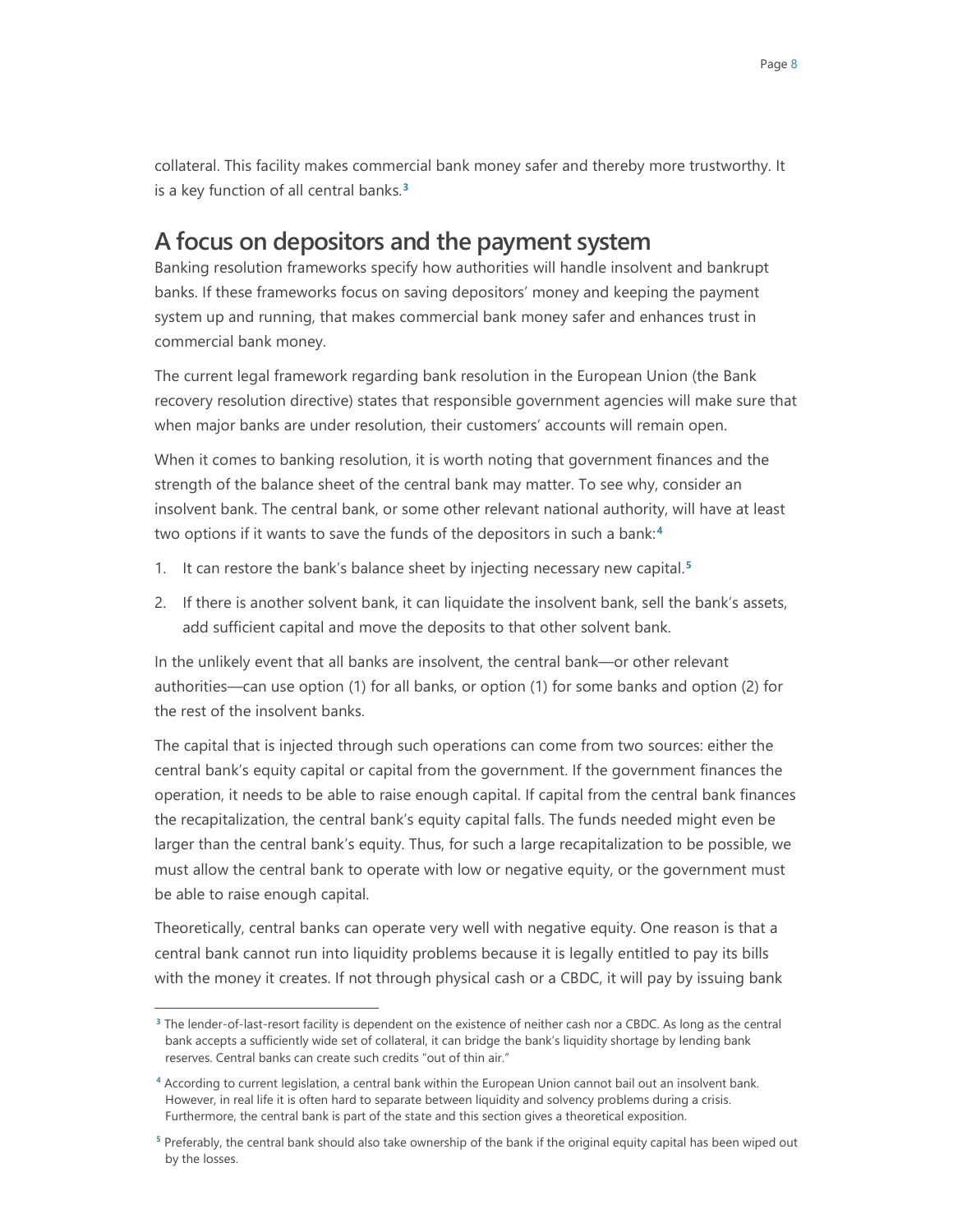collateral. This facility makes commercial bank money safer and thereby more trustworthy. It is a key function of all central banks.[3]

## A focus on depositors and the payment system

Banking resolution frameworks specify how authorities will handle insolvent and bankrupt banks. If these frameworks focus on saving depositors' money and keeping the payment system up and running, that makes commercial bank money safer and enhances trust in commercial bank money.

The current legal framework regarding bank resolution in the European Union (the Bank recovery resolution directive) states that responsible government agencies will make sure that when major banks are under resolution, their customers' accounts will remain open.

When it comes to banking resolution, it is worth noting that government finances and the strength of the balance sheet of the central bank may matter. To see why, consider an insolvent bank. The central bank, or some other relevant national authority, will have at least two options if it wants to save the funds of the depositors in such a bank:[4]

1. It can restore the bank's balance sheet by injecting necessary new capital.[5]
2. If there is another solvent bank, it can liquidate the insolvent bank, sell the bank's assets, add sufficient capital and move the deposits to that other solvent bank.

In the unlikely event that all banks are insolvent, the central bank—or other relevant authorities—can use option (1) for all banks, or option (1) for some banks and option (2) for the rest of the insolvent banks.

The capital that is injected through such operations can come from two sources: either the central bank's equity capital or capital from the government. If the government finances the operation, it needs to be able to raise enough capital. If capital from the central bank finances the recapitalization, the central bank's equity capital falls. The funds needed might even be larger than the central bank's equity. Thus, for such a large recapitalization to be possible, we must allow the central bank to operate with low or negative equity, or the government must be able to raise enough capital.

Theoretically, central banks can operate very well with negative equity. One reason is that a central bank cannot run into liquidity problems because it is legally entitled to pay its bills with the money it creates. If not through physical cash or a CBDC, it will pay by issuing bank

---

[3] The lender-of-last-resort facility is dependent on the existence of neither cash nor a CBDC. As long as the central bank accepts a sufficiently wide set of collateral, it can bridge the bank's liquidity shortage by lending bank reserves. Central banks can create such credits "out of thin air."

[4] According to current legislation, a central bank within the European Union cannot bail out an insolvent bank. However, in real life it is often hard to separate between liquidity and solvency problems during a crisis. Furthermore, the central bank is part of the state and this section gives a theoretical exposition.

[5] Preferably, the central bank should also take ownership of the bank if the original equity capital has been wiped out by the losses.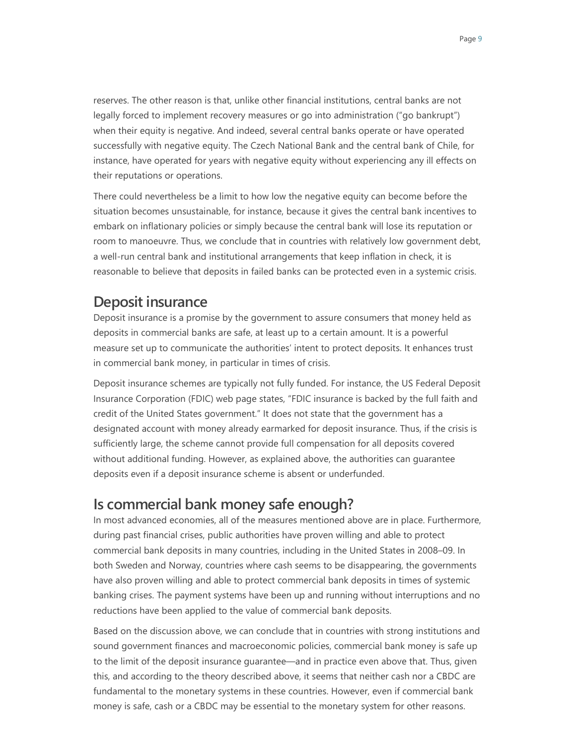reserves. The other reason is that, unlike other financial institutions, central banks are not legally forced to implement recovery measures or go into administration ("go bankrupt") when their equity is negative. And indeed, several central banks operate or have operated successfully with negative equity. The Czech National Bank and the central bank of Chile, for instance, have operated for years with negative equity without experiencing any ill effects on their reputations or operations.

There could nevertheless be a limit to how low the negative equity can become before the situation becomes unsustainable, for instance, because it gives the central bank incentives to embark on inflationary policies or simply because the central bank will lose its reputation or room to manoeuvre. Thus, we conclude that in countries with relatively low government debt, a well-run central bank and institutional arrangements that keep inflation in check, it is reasonable to believe that deposits in failed banks can be protected even in a systemic crisis.

## Deposit insurance

Deposit insurance is a promise by the government to assure consumers that money held as deposits in commercial banks are safe, at least up to a certain amount. It is a powerful measure set up to communicate the authorities' intent to protect deposits. It enhances trust in commercial bank money, in particular in times of crisis.

Deposit insurance schemes are typically not fully funded. For instance, the US Federal Deposit Insurance Corporation (FDIC) web page states, "FDIC insurance is backed by the full faith and credit of the United States government." It does not state that the government has a designated account with money already earmarked for deposit insurance. Thus, if the crisis is sufficiently large, the scheme cannot provide full compensation for all deposits covered without additional funding. However, as explained above, the authorities can guarantee deposits even if a deposit insurance scheme is absent or underfunded.

## Is commercial bank money safe enough?

In most advanced economies, all of the measures mentioned above are in place. Furthermore, during past financial crises, public authorities have proven willing and able to protect commercial bank deposits in many countries, including in the United States in 2008–09. In both Sweden and Norway, countries where cash seems to be disappearing, the governments have also proven willing and able to protect commercial bank deposits in times of systemic banking crises. The payment systems have been up and running without interruptions and no reductions have been applied to the value of commercial bank deposits.

Based on the discussion above, we can conclude that in countries with strong institutions and sound government finances and macroeconomic policies, commercial bank money is safe up to the limit of the deposit insurance guarantee—and in practice even above that. Thus, given this, and according to the theory described above, it seems that neither cash nor a CBDC are fundamental to the monetary systems in these countries. However, even if commercial bank money is safe, cash or a CBDC may be essential to the monetary system for other reasons.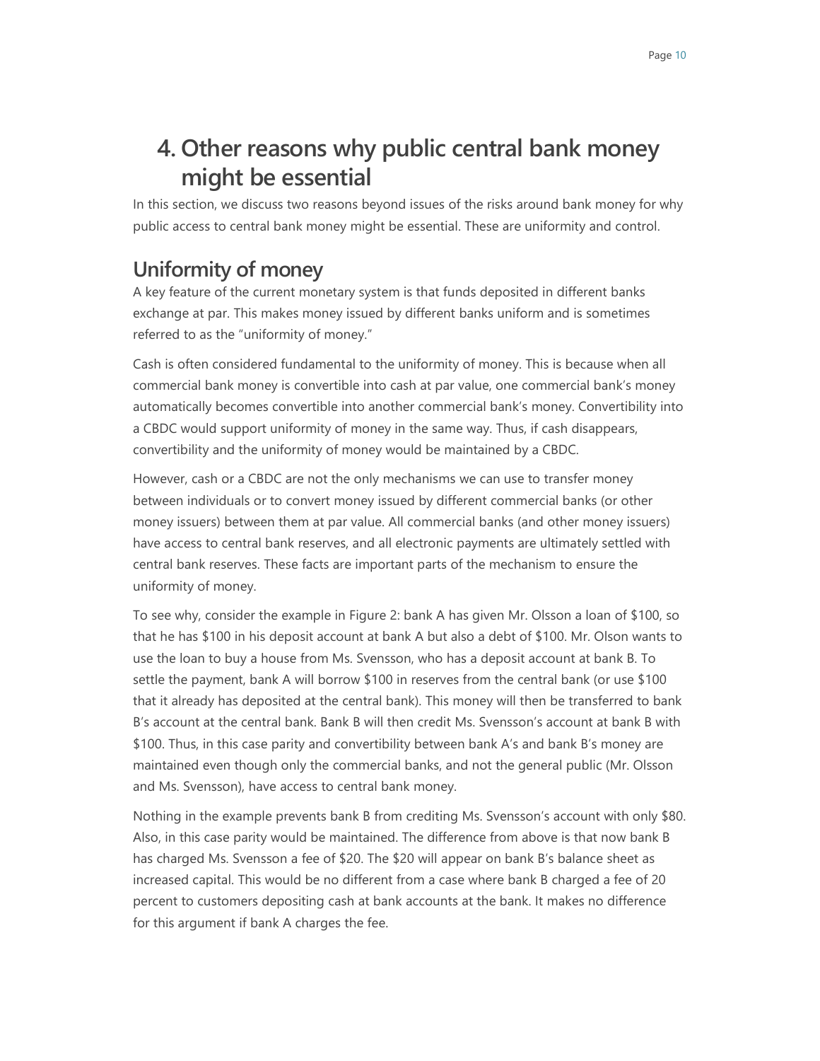# 4. Other reasons why public central bank money might be essential

In this section, we discuss two reasons beyond issues of the risks around bank money for why public access to central bank money might be essential. These are uniformity and control.

## Uniformity of money

A key feature of the current monetary system is that funds deposited in different banks exchange at par. This makes money issued by different banks uniform and is sometimes referred to as the "uniformity of money."

Cash is often considered fundamental to the uniformity of money. This is because when all commercial bank money is convertible into cash at par value, one commercial bank's money automatically becomes convertible into another commercial bank's money. Convertibility into a CBDC would support uniformity of money in the same way. Thus, if cash disappears, convertibility and the uniformity of money would be maintained by a CBDC.

However, cash or a CBDC are not the only mechanisms we can use to transfer money between individuals or to convert money issued by different commercial banks (or other money issuers) between them at par value. All commercial banks (and other money issuers) have access to central bank reserves, and all electronic payments are ultimately settled with central bank reserves. These facts are important parts of the mechanism to ensure the uniformity of money.

To see why, consider the example in Figure 2: bank A has given Mr. Olsson a loan of $100, so that he has $100 in his deposit account at bank A but also a debt of $100. Mr. Olson wants to use the loan to buy a house from Ms. Svensson, who has a deposit account at bank B. To settle the payment, bank A will borrow $100 in reserves from the central bank (or use $100 that it already has deposited at the central bank). This money will then be transferred to bank B's account at the central bank. Bank B will then credit Ms. Svensson's account at bank B with $100. Thus, in this case parity and convertibility between bank A's and bank B's money are maintained even though only the commercial banks, and not the general public (Mr. Olsson and Ms. Svensson), have access to central bank money.

Nothing in the example prevents bank B from crediting Ms. Svensson's account with only $80. Also, in this case parity would be maintained. The difference from above is that now bank B has charged Ms. Svensson a fee of $20. The $20 will appear on bank B's balance sheet as increased capital. This would be no different from a case where bank B charged a fee of 20 percent to customers depositing cash at bank accounts at the bank. It makes no difference for this argument if bank A charges the fee.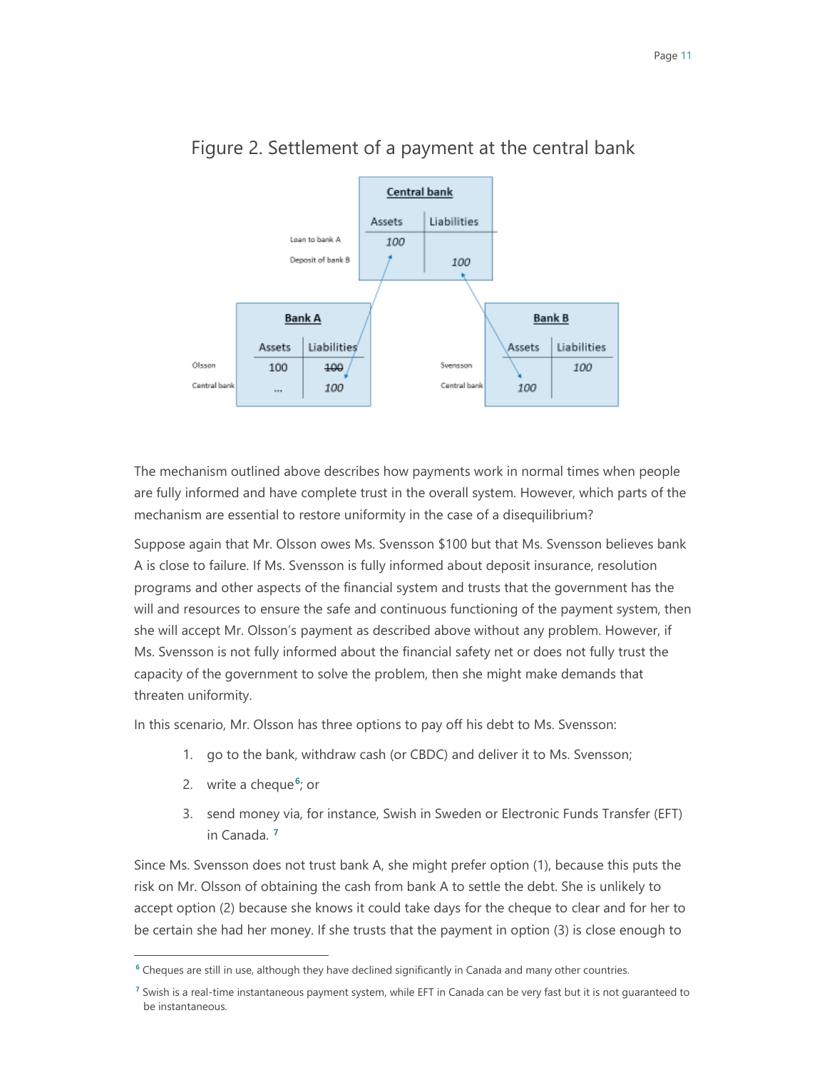## Figure 2. Settlement of a payment at the central bank

| Central bank | Assets | Liabilities |
| --- | --- | --- |
| Loan to bank A | 100 | |
| Deposit of bank B | | 100 |

| Bank A | Assets | Liabilities |
| --- | --- | --- |
| Olsson | 100 | ~~100~~ |
| Central bank | ... | 100 |

| Bank B | Assets | Liabilities |
| --- | --- | --- |
| Svensson | | 100 |
| Central bank | 100 | |

The mechanism outlined above describes how payments work in normal times when people are fully informed and have complete trust in the overall system. However, which parts of the mechanism are essential to restore uniformity in the case of a disequilibrium?

Suppose again that Mr. Olsson owes Ms. Svensson $100 but that Ms. Svensson believes bank A is close to failure. If Ms. Svensson is fully informed about deposit insurance, resolution programs and other aspects of the financial system and trusts that the government has the will and resources to ensure the safe and continuous functioning of the payment system, then she will accept Mr. Olsson's payment as described above without any problem. However, if Ms. Svensson is not fully informed about the financial safety net or does not fully trust the capacity of the government to solve the problem, then she might make demands that threaten uniformity.

In this scenario, Mr. Olsson has three options to pay off his debt to Ms. Svensson:

1. go to the bank, withdraw cash (or CBDC) and deliver it to Ms. Svensson;
2. write a cheque[6]; or
3. send money via, for instance, Swish in Sweden or Electronic Funds Transfer (EFT) in Canada. [7]

Since Ms. Svensson does not trust bank A, she might prefer option (1), because this puts the risk on Mr. Olsson of obtaining the cash from bank A to settle the debt. She is unlikely to accept option (2) because she knows it could take days for the cheque to clear and for her to be certain she had her money. If she trusts that the payment in option (3) is close enough to

[6] Cheques are still in use, although they have declined significantly in Canada and many other countries.

[7] Swish is a real-time instantaneous payment system, while EFT in Canada can be very fast but it is not guaranteed to be instantaneous.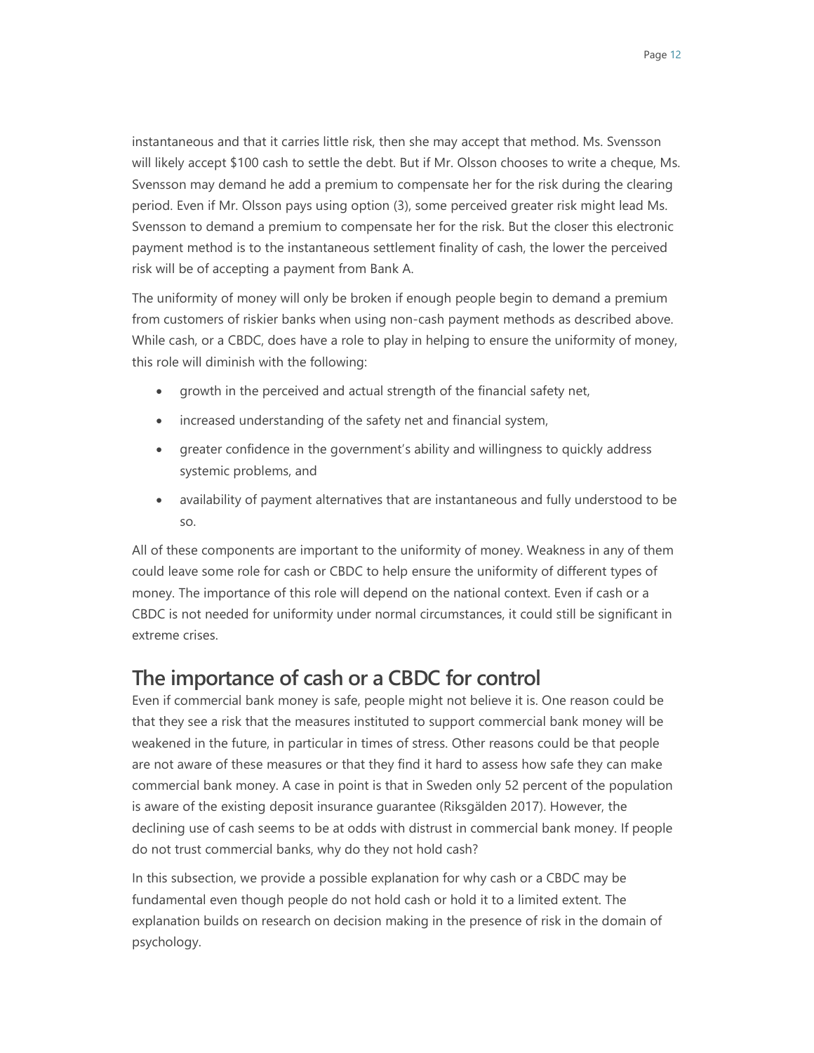instantaneous and that it carries little risk, then she may accept that method. Ms. Svensson will likely accept $100 cash to settle the debt. But if Mr. Olsson chooses to write a cheque, Ms. Svensson may demand he add a premium to compensate her for the risk during the clearing period. Even if Mr. Olsson pays using option (3), some perceived greater risk might lead Ms. Svensson to demand a premium to compensate her for the risk. But the closer this electronic payment method is to the instantaneous settlement finality of cash, the lower the perceived risk will be of accepting a payment from Bank A.

The uniformity of money will only be broken if enough people begin to demand a premium from customers of riskier banks when using non-cash payment methods as described above. While cash, or a CBDC, does have a role to play in helping to ensure the uniformity of money, this role will diminish with the following:

- growth in the perceived and actual strength of the financial safety net,
- increased understanding of the safety net and financial system,
- greater confidence in the government's ability and willingness to quickly address systemic problems, and
- availability of payment alternatives that are instantaneous and fully understood to be so.

All of these components are important to the uniformity of money. Weakness in any of them could leave some role for cash or CBDC to help ensure the uniformity of different types of money. The importance of this role will depend on the national context. Even if cash or a CBDC is not needed for uniformity under normal circumstances, it could still be significant in extreme crises.

## The importance of cash or a CBDC for control

Even if commercial bank money is safe, people might not believe it is. One reason could be that they see a risk that the measures instituted to support commercial bank money will be weakened in the future, in particular in times of stress. Other reasons could be that people are not aware of these measures or that they find it hard to assess how safe they can make commercial bank money. A case in point is that in Sweden only 52 percent of the population is aware of the existing deposit insurance guarantee (Riksgälden 2017). However, the declining use of cash seems to be at odds with distrust in commercial bank money. If people do not trust commercial banks, why do they not hold cash?

In this subsection, we provide a possible explanation for why cash or a CBDC may be fundamental even though people do not hold cash or hold it to a limited extent. The explanation builds on research on decision making in the presence of risk in the domain of psychology.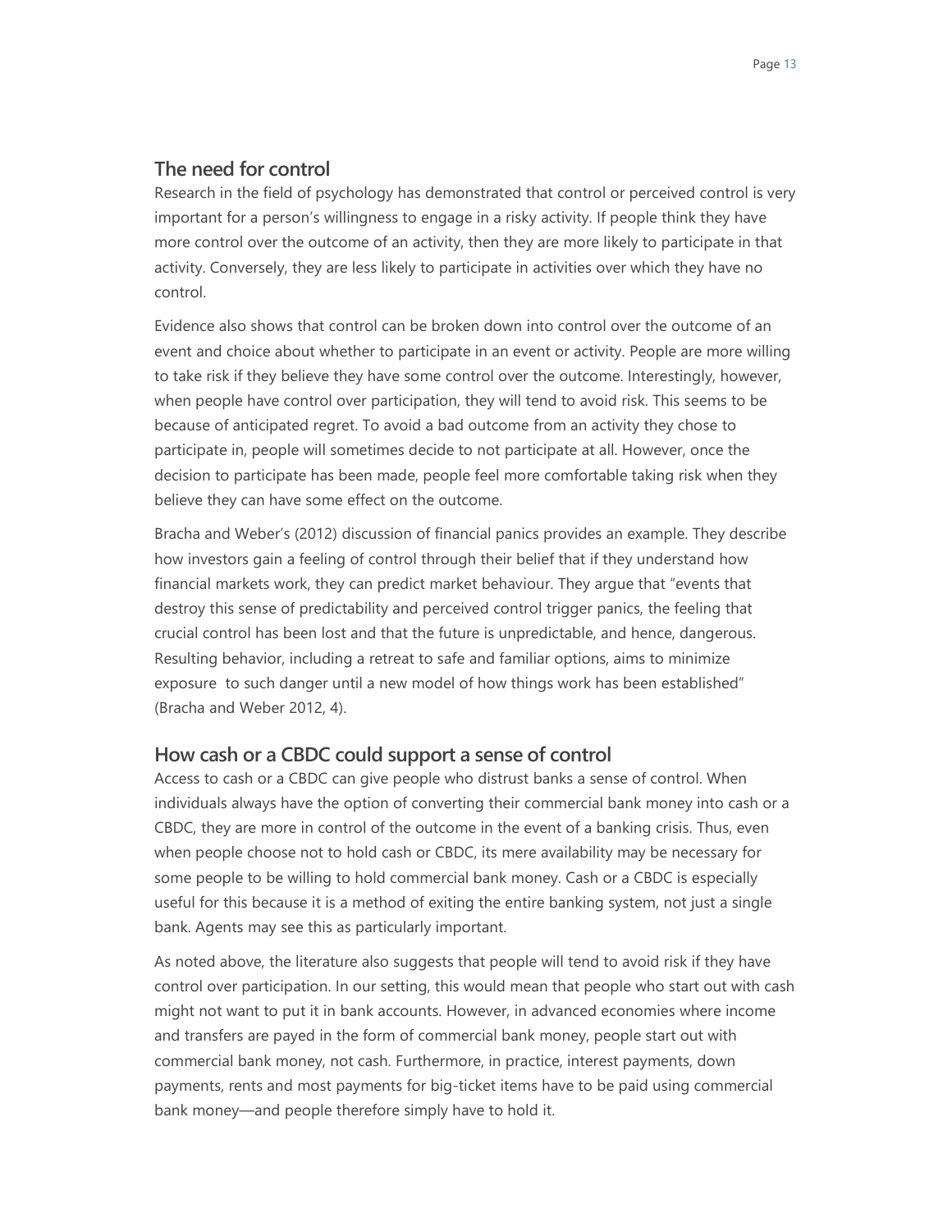## The need for control

Research in the field of psychology has demonstrated that control or perceived control is very important for a person's willingness to engage in a risky activity. If people think they have more control over the outcome of an activity, then they are more likely to participate in that activity. Conversely, they are less likely to participate in activities over which they have no control.

Evidence also shows that control can be broken down into control over the outcome of an event and choice about whether to participate in an event or activity. People are more willing to take risk if they believe they have some control over the outcome. Interestingly, however, when people have control over participation, they will tend to avoid risk. This seems to be because of anticipated regret. To avoid a bad outcome from an activity they chose to participate in, people will sometimes decide to not participate at all. However, once the decision to participate has been made, people feel more comfortable taking risk when they believe they can have some effect on the outcome.

Bracha and Weber's (2012) discussion of financial panics provides an example. They describe how investors gain a feeling of control through their belief that if they understand how financial markets work, they can predict market behaviour. They argue that "events that destroy this sense of predictability and perceived control trigger panics, the feeling that crucial control has been lost and that the future is unpredictable, and hence, dangerous. Resulting behavior, including a retreat to safe and familiar options, aims to minimize exposure to such danger until a new model of how things work has been established" (Bracha and Weber 2012, 4).

## How cash or a CBDC could support a sense of control

Access to cash or a CBDC can give people who distrust banks a sense of control. When individuals always have the option of converting their commercial bank money into cash or a CBDC, they are more in control of the outcome in the event of a banking crisis. Thus, even when people choose not to hold cash or CBDC, its mere availability may be necessary for some people to be willing to hold commercial bank money. Cash or a CBDC is especially useful for this because it is a method of exiting the entire banking system, not just a single bank. Agents may see this as particularly important.

As noted above, the literature also suggests that people will tend to avoid risk if they have control over participation. In our setting, this would mean that people who start out with cash might not want to put it in bank accounts. However, in advanced economies where income and transfers are payed in the form of commercial bank money, people start out with commercial bank money, not cash. Furthermore, in practice, interest payments, down payments, rents and most payments for big-ticket items have to be paid using commercial bank money—and people therefore simply have to hold it.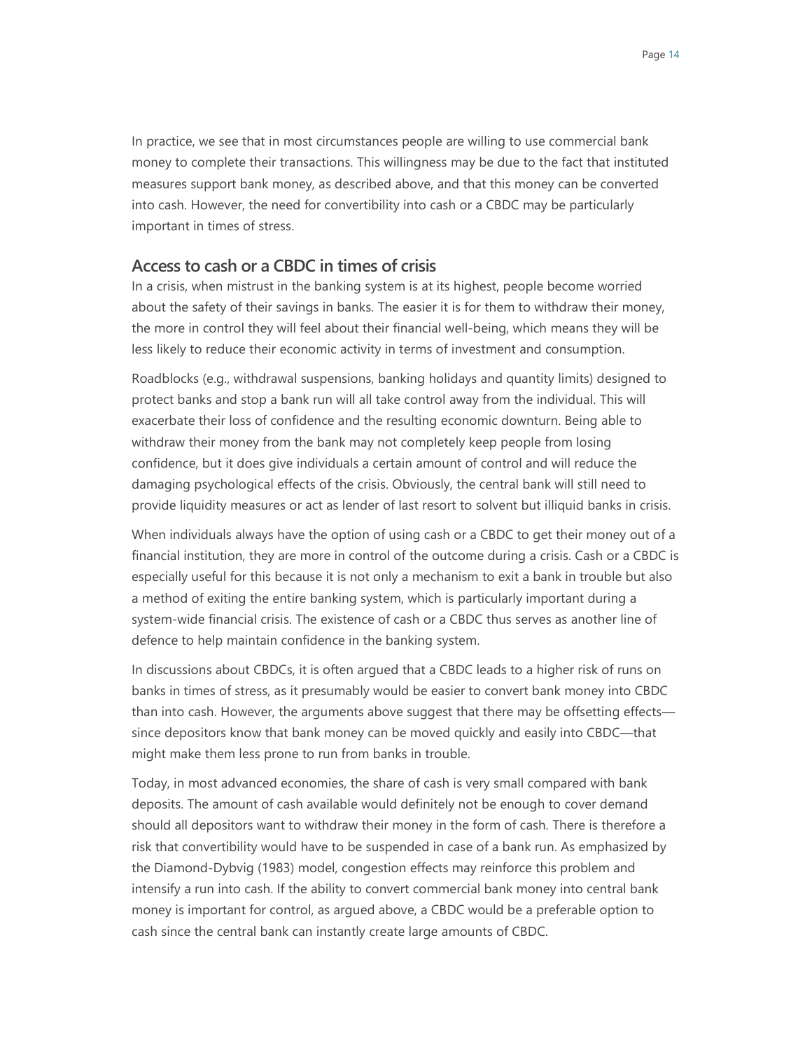In practice, we see that in most circumstances people are willing to use commercial bank money to complete their transactions. This willingness may be due to the fact that instituted measures support bank money, as described above, and that this money can be converted into cash. However, the need for convertibility into cash or a CBDC may be particularly important in times of stress.

## Access to cash or a CBDC in times of crisis

In a crisis, when mistrust in the banking system is at its highest, people become worried about the safety of their savings in banks. The easier it is for them to withdraw their money, the more in control they will feel about their financial well-being, which means they will be less likely to reduce their economic activity in terms of investment and consumption.

Roadblocks (e.g., withdrawal suspensions, banking holidays and quantity limits) designed to protect banks and stop a bank run will all take control away from the individual. This will exacerbate their loss of confidence and the resulting economic downturn. Being able to withdraw their money from the bank may not completely keep people from losing confidence, but it does give individuals a certain amount of control and will reduce the damaging psychological effects of the crisis. Obviously, the central bank will still need to provide liquidity measures or act as lender of last resort to solvent but illiquid banks in crisis.

When individuals always have the option of using cash or a CBDC to get their money out of a financial institution, they are more in control of the outcome during a crisis. Cash or a CBDC is especially useful for this because it is not only a mechanism to exit a bank in trouble but also a method of exiting the entire banking system, which is particularly important during a system-wide financial crisis. The existence of cash or a CBDC thus serves as another line of defence to help maintain confidence in the banking system.

In discussions about CBDCs, it is often argued that a CBDC leads to a higher risk of runs on banks in times of stress, as it presumably would be easier to convert bank money into CBDC than into cash. However, the arguments above suggest that there may be offsetting effects—since depositors know that bank money can be moved quickly and easily into CBDC—that might make them less prone to run from banks in trouble.

Today, in most advanced economies, the share of cash is very small compared with bank deposits. The amount of cash available would definitely not be enough to cover demand should all depositors want to withdraw their money in the form of cash. There is therefore a risk that convertibility would have to be suspended in case of a bank run. As emphasized by the Diamond-Dybvig (1983) model, congestion effects may reinforce this problem and intensify a run into cash. If the ability to convert commercial bank money into central bank money is important for control, as argued above, a CBDC would be a preferable option to cash since the central bank can instantly create large amounts of CBDC.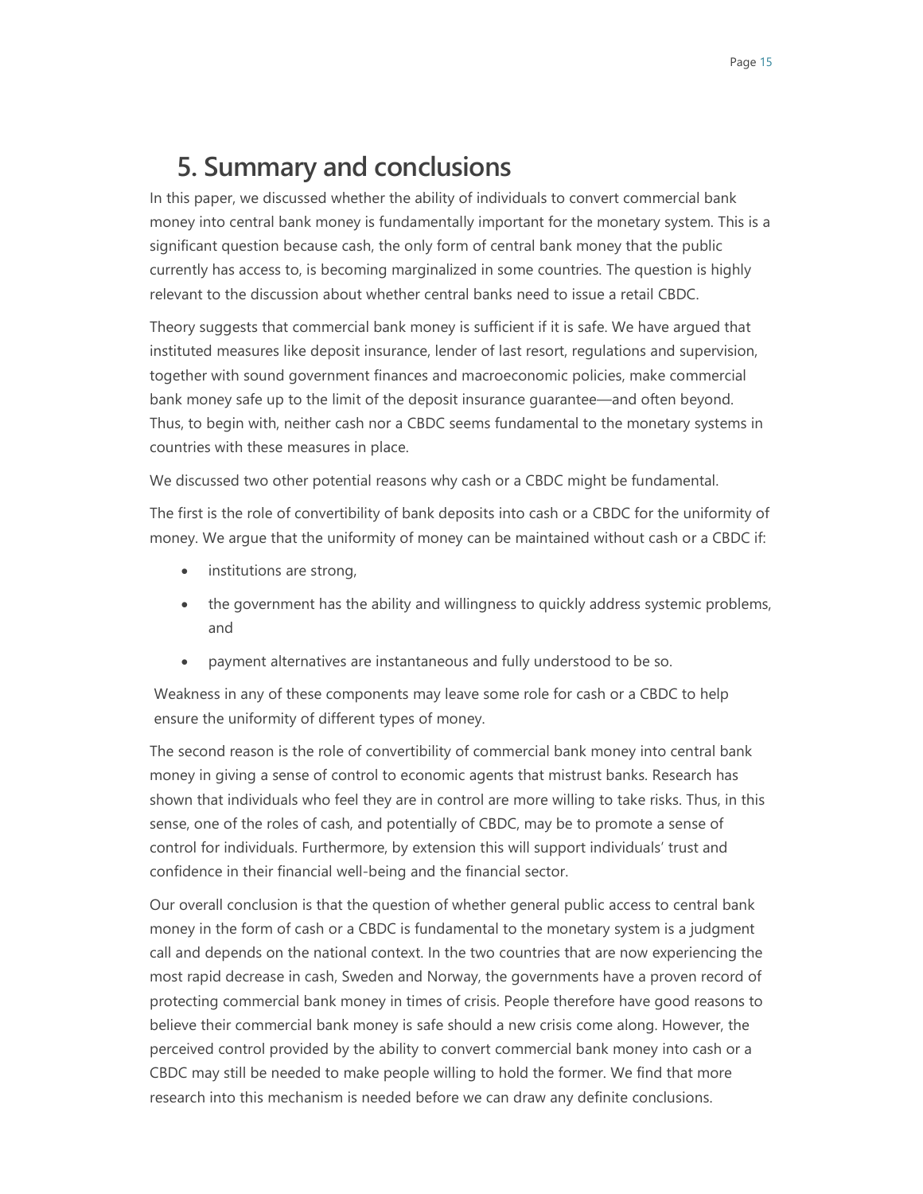## 5. Summary and conclusions

In this paper, we discussed whether the ability of individuals to convert commercial bank money into central bank money is fundamentally important for the monetary system. This is a significant question because cash, the only form of central bank money that the public currently has access to, is becoming marginalized in some countries. The question is highly relevant to the discussion about whether central banks need to issue a retail CBDC.

Theory suggests that commercial bank money is sufficient if it is safe. We have argued that instituted measures like deposit insurance, lender of last resort, regulations and supervision, together with sound government finances and macroeconomic policies, make commercial bank money safe up to the limit of the deposit insurance guarantee—and often beyond. Thus, to begin with, neither cash nor a CBDC seems fundamental to the monetary systems in countries with these measures in place.

We discussed two other potential reasons why cash or a CBDC might be fundamental.

The first is the role of convertibility of bank deposits into cash or a CBDC for the uniformity of money. We argue that the uniformity of money can be maintained without cash or a CBDC if:

- institutions are strong,
- the government has the ability and willingness to quickly address systemic problems, and
- payment alternatives are instantaneous and fully understood to be so.

Weakness in any of these components may leave some role for cash or a CBDC to help ensure the uniformity of different types of money.

The second reason is the role of convertibility of commercial bank money into central bank money in giving a sense of control to economic agents that mistrust banks. Research has shown that individuals who feel they are in control are more willing to take risks. Thus, in this sense, one of the roles of cash, and potentially of CBDC, may be to promote a sense of control for individuals. Furthermore, by extension this will support individuals' trust and confidence in their financial well-being and the financial sector.

Our overall conclusion is that the question of whether general public access to central bank money in the form of cash or a CBDC is fundamental to the monetary system is a judgment call and depends on the national context. In the two countries that are now experiencing the most rapid decrease in cash, Sweden and Norway, the governments have a proven record of protecting commercial bank money in times of crisis. People therefore have good reasons to believe their commercial bank money is safe should a new crisis come along. However, the perceived control provided by the ability to convert commercial bank money into cash or a CBDC may still be needed to make people willing to hold the former. We find that more research into this mechanism is needed before we can draw any definite conclusions.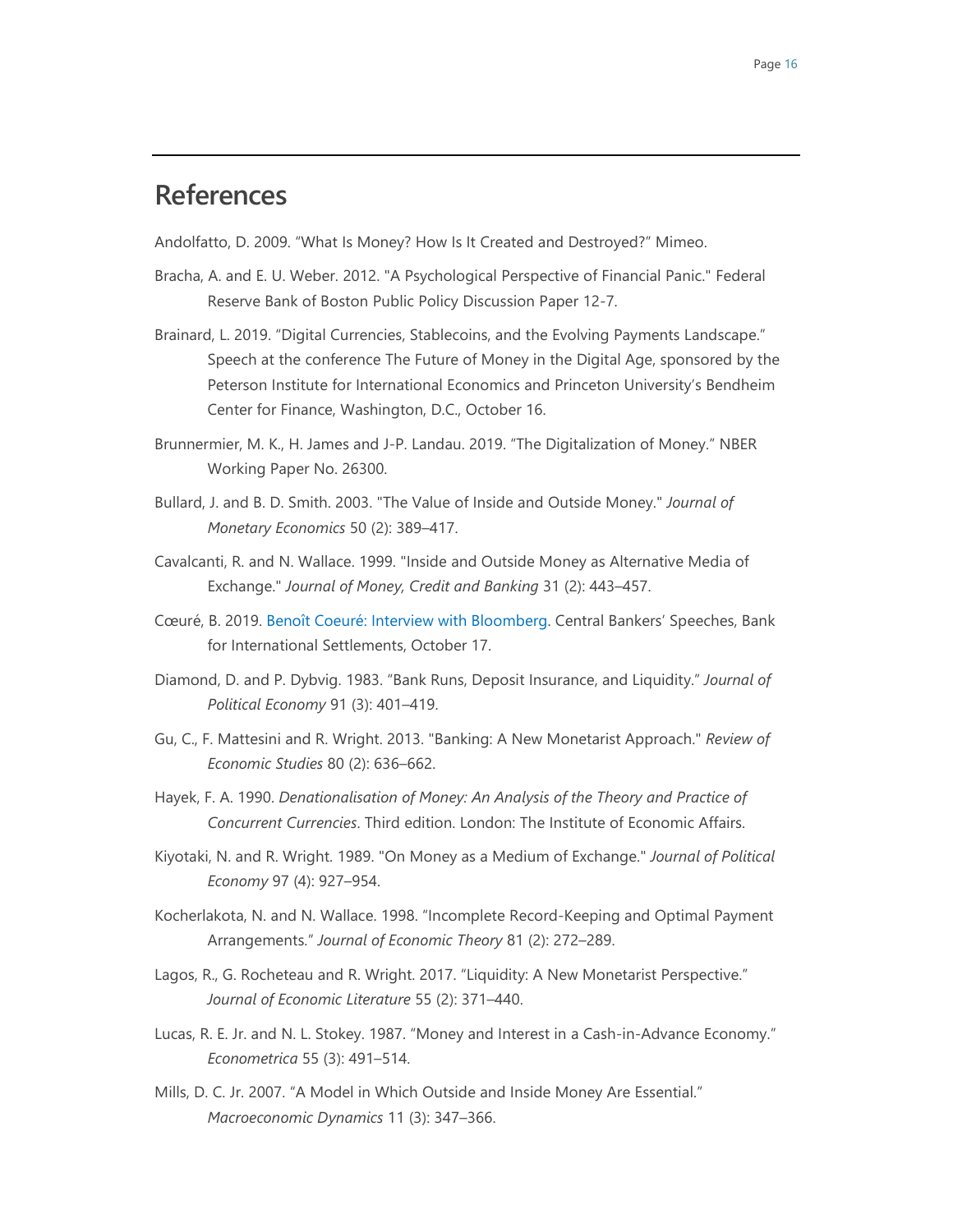## References

Andolfatto, D. 2009. "What Is Money? How Is It Created and Destroyed?" Mimeo.

Bracha, A. and E. U. Weber. 2012. "A Psychological Perspective of Financial Panic." Federal Reserve Bank of Boston Public Policy Discussion Paper 12-7.

Brainard, L. 2019. "Digital Currencies, Stablecoins, and the Evolving Payments Landscape." Speech at the conference The Future of Money in the Digital Age, sponsored by the Peterson Institute for International Economics and Princeton University's Bendheim Center for Finance, Washington, D.C., October 16.

Brunnermier, M. K., H. James and J-P. Landau. 2019. "The Digitalization of Money." NBER Working Paper No. 26300.

Bullard, J. and B. D. Smith. 2003. "The Value of Inside and Outside Money." *Journal of Monetary Economics* 50 (2): 389–417.

Cavalcanti, R. and N. Wallace. 1999. "Inside and Outside Money as Alternative Media of Exchange." *Journal of Money, Credit and Banking* 31 (2): 443–457.

Cœuré, B. 2019. Benoît Coeuré: Interview with Bloomberg. Central Bankers' Speeches, Bank for International Settlements, October 17.

Diamond, D. and P. Dybvig. 1983. "Bank Runs, Deposit Insurance, and Liquidity." *Journal of Political Economy* 91 (3): 401–419.

Gu, C., F. Mattesini and R. Wright. 2013. "Banking: A New Monetarist Approach." *Review of Economic Studies* 80 (2): 636–662.

Hayek, F. A. 1990. *Denationalisation of Money: An Analysis of the Theory and Practice of Concurrent Currencies*. Third edition. London: The Institute of Economic Affairs.

Kiyotaki, N. and R. Wright. 1989. "On Money as a Medium of Exchange." *Journal of Political Economy* 97 (4): 927–954.

Kocherlakota, N. and N. Wallace. 1998. "Incomplete Record-Keeping and Optimal Payment Arrangements." *Journal of Economic Theory* 81 (2): 272–289.

Lagos, R., G. Rocheteau and R. Wright. 2017. "Liquidity: A New Monetarist Perspective." *Journal of Economic Literature* 55 (2): 371–440.

Lucas, R. E. Jr. and N. L. Stokey. 1987. "Money and Interest in a Cash-in-Advance Economy." *Econometrica* 55 (3): 491–514.

Mills, D. C. Jr. 2007. "A Model in Which Outside and Inside Money Are Essential." *Macroeconomic Dynamics* 11 (3): 347–366.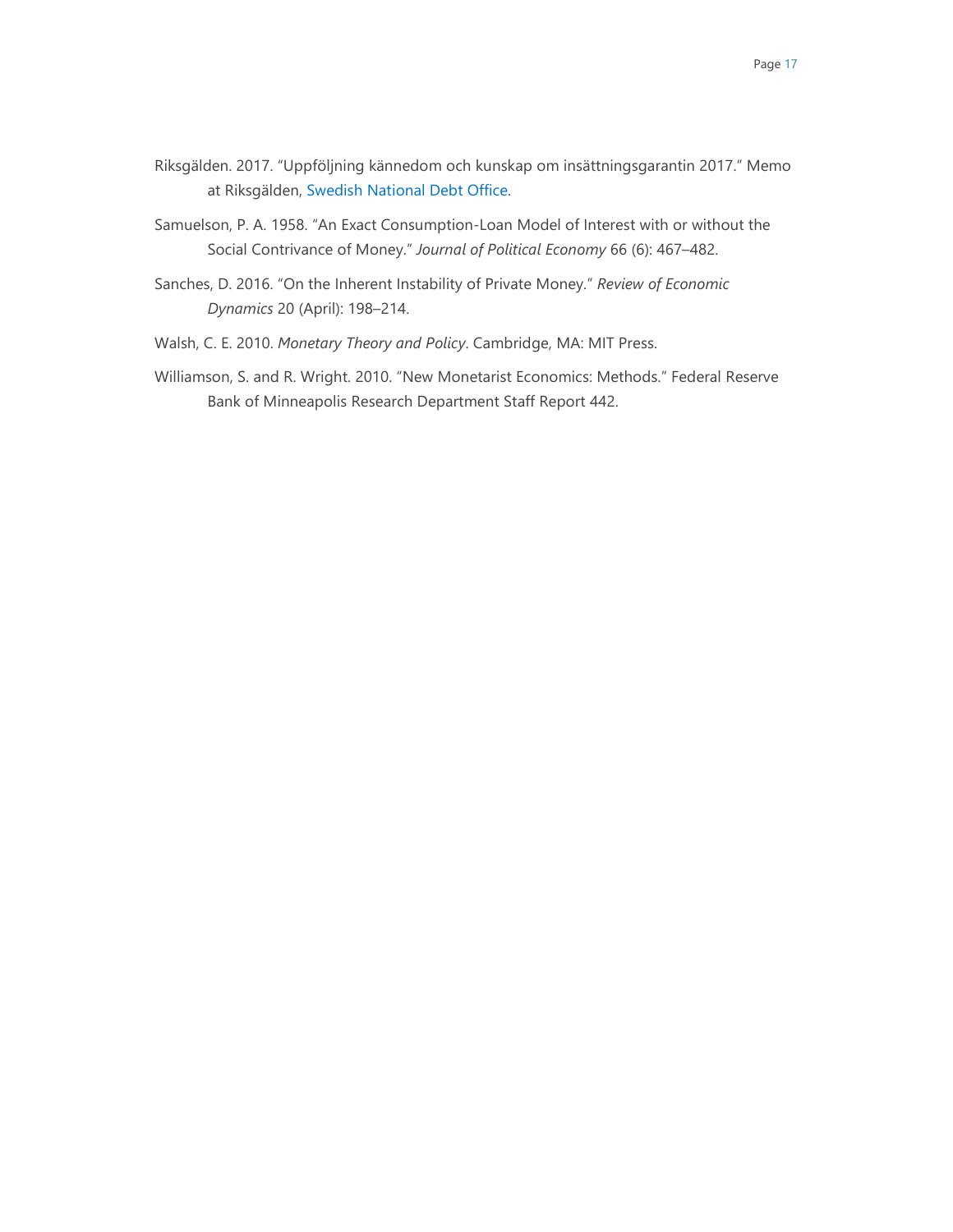Riksgälden. 2017. “Uppföljning kännedom och kunskap om insättningsgarantin 2017.” Memo at Riksgälden, Swedish National Debt Office.

Samuelson, P. A. 1958. “An Exact Consumption-Loan Model of Interest with or without the Social Contrivance of Money.” *Journal of Political Economy* 66 (6): 467–482.

Sanches, D. 2016. “On the Inherent Instability of Private Money.” *Review of Economic Dynamics* 20 (April): 198–214.

Walsh, C. E. 2010. *Monetary Theory and Policy*. Cambridge, MA: MIT Press.

Williamson, S. and R. Wright. 2010. “New Monetarist Economics: Methods.” Federal Reserve Bank of Minneapolis Research Department Staff Report 442.